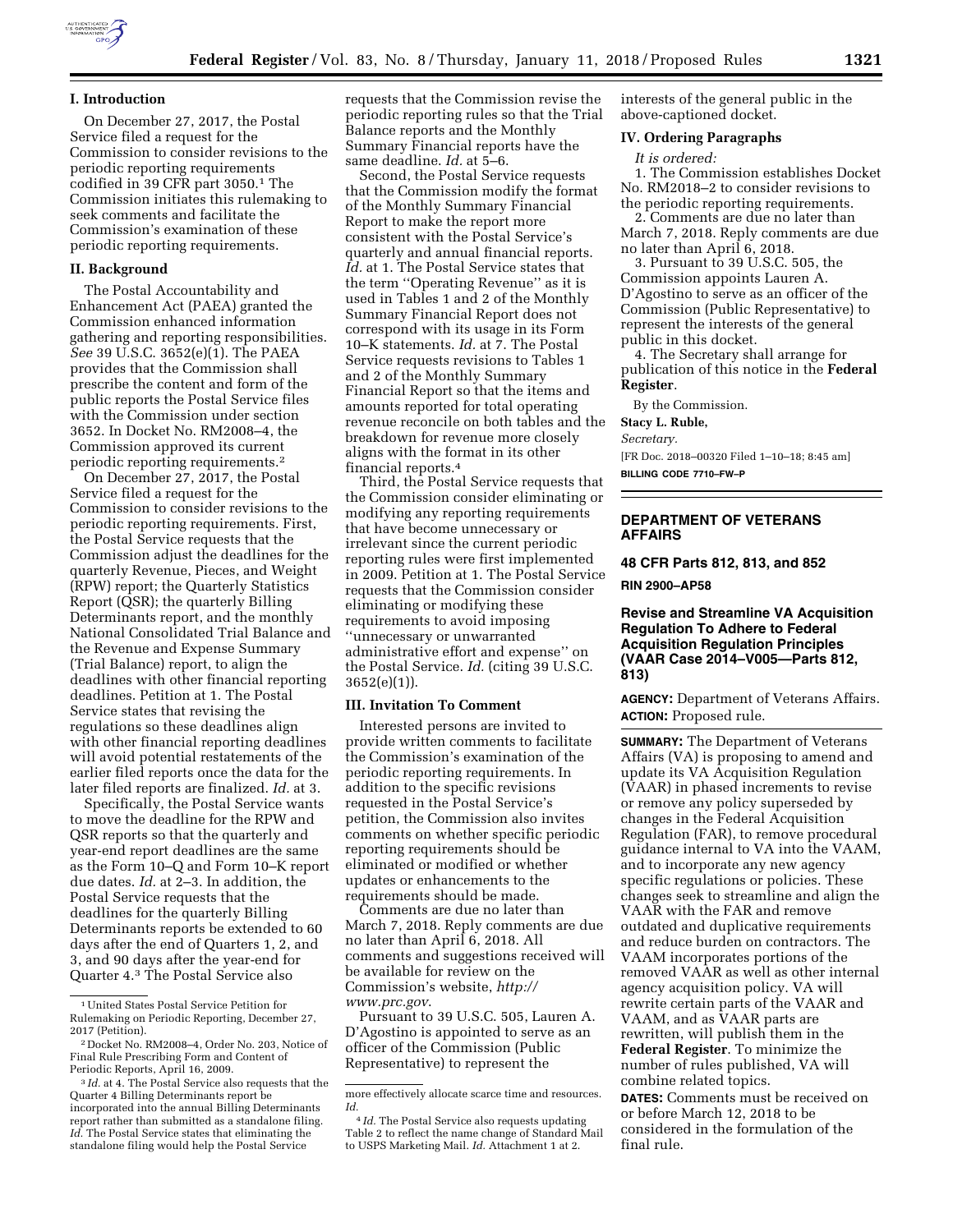## I. Introduction

On December 27, 2017, the Postal Service filed a request for the Commission to consider revisions to the periodic reporting requirements codified in 39 CFR part 3050.[1] The Commission initiates this rulemaking to seek comments and facilitate the Commission's examination of these periodic reporting requirements.

## II. Background

The Postal Accountability and Enhancement Act (PAEA) granted the Commission enhanced information gathering and reporting responsibilities. *See* 39 U.S.C. 3652(e)(1). The PAEA provides that the Commission shall prescribe the content and form of the public reports the Postal Service files with the Commission under section 3652. In Docket No. RM2008–4, the Commission approved its current periodic reporting requirements.[2]

On December 27, 2017, the Postal Service filed a request for the Commission to consider revisions to the periodic reporting requirements. First, the Postal Service requests that the Commission adjust the deadlines for the quarterly Revenue, Pieces, and Weight (RPW) report; the Quarterly Statistics Report (QSR); the quarterly Billing Determinants report, and the monthly National Consolidated Trial Balance and the Revenue and Expense Summary (Trial Balance) report, to align the deadlines with other financial reporting deadlines. Petition at 1. The Postal Service states that revising the regulations so these deadlines align with other financial reporting deadlines will avoid potential restatements of the earlier filed reports once the data for the later filed reports are finalized. *Id.* at 3.

Specifically, the Postal Service wants to move the deadline for the RPW and QSR reports so that the quarterly and year-end report deadlines are the same as the Form 10–Q and Form 10–K report due dates. *Id.* at 2–3. In addition, the Postal Service requests that the deadlines for the quarterly Billing Determinants reports be extended to 60 days after the end of Quarters 1, 2, and 3, and 90 days after the year-end for Quarter 4.[3] The Postal Service also requests that the Commission revise the periodic reporting rules so that the Trial Balance reports and the Monthly Summary Financial reports have the same deadline. *Id.* at 5–6.

Second, the Postal Service requests that the Commission modify the format of the Monthly Summary Financial Report to make the report more consistent with the Postal Service's quarterly and annual financial reports. *Id.* at 1. The Postal Service states that the term "Operating Revenue" as it is used in Tables 1 and 2 of the Monthly Summary Financial Report does not correspond with its usage in its Form 10–K statements. *Id.* at 7. The Postal Service requests revisions to Tables 1 and 2 of the Monthly Summary Financial Report so that the items and amounts reported for total operating revenue reconcile on both tables and the breakdown for revenue more closely aligns with the format in its other financial reports.[4]

Third, the Postal Service requests that the Commission consider eliminating or modifying any reporting requirements that have become unnecessary or irrelevant since the current periodic reporting rules were first implemented in 2009. Petition at 1. The Postal Service requests that the Commission consider eliminating or modifying these requirements to avoid imposing "unnecessary or unwarranted administrative effort and expense" on the Postal Service. *Id.* (citing 39 U.S.C. 3652(e)(1)).

## III. Invitation To Comment

Interested persons are invited to provide written comments to facilitate the Commission's examination of the periodic reporting requirements. In addition to the specific revisions requested in the Postal Service's petition, the Commission also invites comments on whether specific periodic reporting requirements should be eliminated or modified or whether updates or enhancements to the requirements should be made.

Comments are due no later than March 7, 2018. Reply comments are due no later than April 6, 2018. All comments and suggestions received will be available for review on the Commission's website, *http://www.prc.gov*.

Pursuant to 39 U.S.C. 505, Lauren A. D'Agostino is appointed to serve as an officer of the Commission (Public Representative) to represent the interests of the general public in the above-captioned docket.

## IV. Ordering Paragraphs

*It is ordered:*

1. The Commission establishes Docket No. RM2018–2 to consider revisions to the periodic reporting requirements.
2. Comments are due no later than March 7, 2018. Reply comments are due no later than April 6, 2018.
3. Pursuant to 39 U.S.C. 505, the Commission appoints Lauren A. D'Agostino to serve as an officer of the Commission (Public Representative) to represent the interests of the general public in this docket.
4. The Secretary shall arrange for publication of this notice in the **Federal Register**.

By the Commission.

**Stacy L. Ruble,**

*Secretary.*

[FR Doc. 2018–00320 Filed 1–10–18; 8:45 am]

**BILLING CODE 7710–FW–P**

[1] United States Postal Service Petition for Rulemaking on Periodic Reporting, December 27, 2017 (Petition).

[2] Docket No. RM2008–4, Order No. 203, Notice of Final Rule Prescribing Form and Content of Periodic Reports, April 16, 2009.

[3] *Id.* at 4. The Postal Service also requests that the Quarter 4 Billing Determinants report be incorporated into the annual Billing Determinants report rather than submitted as a standalone filing. *Id.* The Postal Service states that eliminating the standalone filing would help the Postal Service more effectively allocate scarce time and resources. *Id.*

[4] *Id.* The Postal Service also requests updating Table 2 to reflect the name change of Standard Mail to USPS Marketing Mail. *Id.* Attachment 1 at 2.

---

# DEPARTMENT OF VETERANS AFFAIRS

## 48 CFR Parts 812, 813, and 852

**RIN 2900–AP58**

## Revise and Streamline VA Acquisition Regulation To Adhere to Federal Acquisition Regulation Principles (VAAR Case 2014–V005—Parts 812, 813)

**AGENCY:** Department of Veterans Affairs.

**ACTION:** Proposed rule.

**SUMMARY:** The Department of Veterans Affairs (VA) is proposing to amend and update its VA Acquisition Regulation (VAAR) in phased increments to revise or remove any policy superseded by changes in the Federal Acquisition Regulation (FAR), to remove procedural guidance internal to VA into the VAAM, and to incorporate any new agency specific regulations or policies. These changes seek to streamline and align the VAAR with the FAR and remove outdated and duplicative requirements and reduce burden on contractors. The VAAM incorporates portions of the removed VAAR as well as other internal agency acquisition policy. VA will rewrite certain parts of the VAAR and VAAM, and as VAAR parts are rewritten, will publish them in the **Federal Register**. To minimize the number of rules published, VA will combine related topics.

**DATES:** Comments must be received on or before March 12, 2018 to be considered in the formulation of the final rule.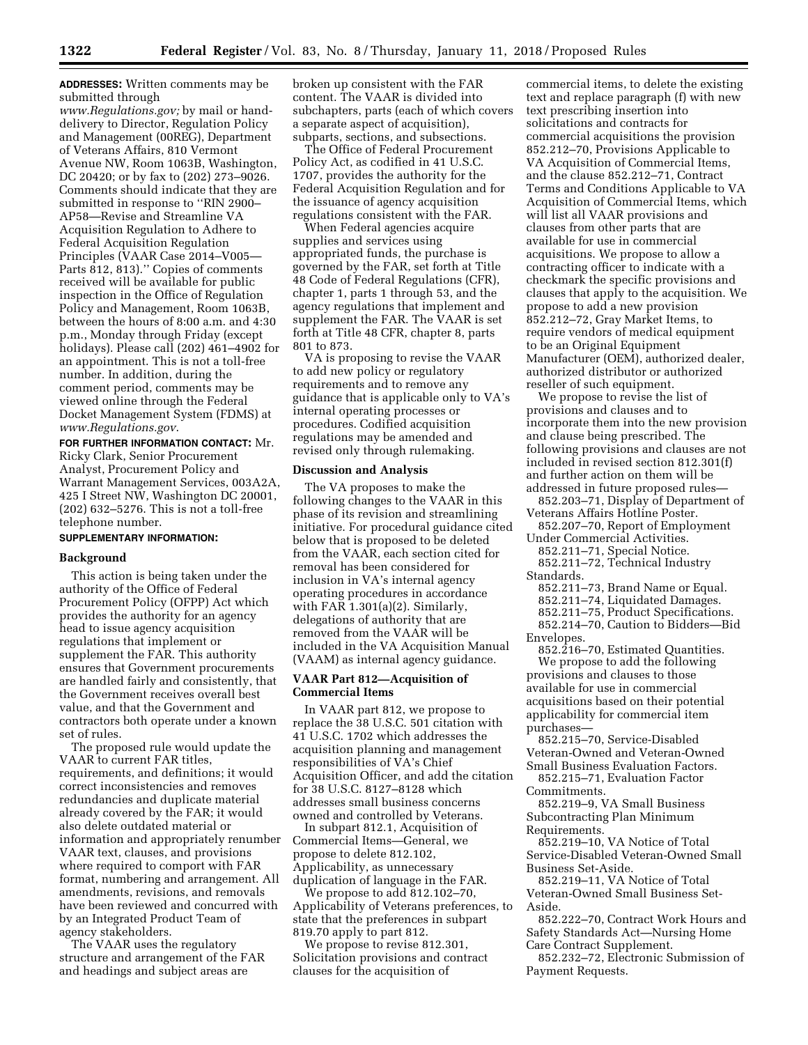**ADDRESSES:** Written comments may be submitted through *www.Regulations.gov;* by mail or hand-delivery to Director, Regulation Policy and Management (00REG), Department of Veterans Affairs, 810 Vermont Avenue NW, Room 1063B, Washington, DC 20420; or by fax to (202) 273–9026. Comments should indicate that they are submitted in response to ''RIN 2900–AP58—Revise and Streamline VA Acquisition Regulation to Adhere to Federal Acquisition Regulation Principles (VAAR Case 2014–V005—Parts 812, 813).'' Copies of comments received will be available for public inspection in the Office of Regulation Policy and Management, Room 1063B, between the hours of 8:00 a.m. and 4:30 p.m., Monday through Friday (except holidays). Please call (202) 461–4902 for an appointment. This is not a toll-free number. In addition, during the comment period, comments may be viewed online through the Federal Docket Management System (FDMS) at *www.Regulations.gov*.

**FOR FURTHER INFORMATION CONTACT:** Mr. Ricky Clark, Senior Procurement Analyst, Procurement Policy and Warrant Management Services, 003A2A, 425 I Street NW, Washington DC 20001, (202) 632–5276. This is not a toll-free telephone number.

**SUPPLEMENTARY INFORMATION:**

## Background

This action is being taken under the authority of the Office of Federal Procurement Policy (OFPP) Act which provides the authority for an agency head to issue agency acquisition regulations that implement or supplement the FAR. This authority ensures that Government procurements are handled fairly and consistently, that the Government receives overall best value, and that the Government and contractors both operate under a known set of rules.

The proposed rule would update the VAAR to current FAR titles, requirements, and definitions; it would correct inconsistencies and removes redundancies and duplicate material already covered by the FAR; it would also delete outdated material or information and appropriately renumber VAAR text, clauses, and provisions where required to comport with FAR format, numbering and arrangement. All amendments, revisions, and removals have been reviewed and concurred with by an Integrated Product Team of agency stakeholders.

The VAAR uses the regulatory structure and arrangement of the FAR and headings and subject areas are broken up consistent with the FAR content. The VAAR is divided into subchapters, parts (each of which covers a separate aspect of acquisition), subparts, sections, and subsections.

The Office of Federal Procurement Policy Act, as codified in 41 U.S.C. 1707, provides the authority for the Federal Acquisition Regulation and for the issuance of agency acquisition regulations consistent with the FAR.

When Federal agencies acquire supplies and services using appropriated funds, the purchase is governed by the FAR, set forth at Title 48 Code of Federal Regulations (CFR), chapter 1, parts 1 through 53, and the agency regulations that implement and supplement the FAR. The VAAR is set forth at Title 48 CFR, chapter 8, parts 801 to 873.

VA is proposing to revise the VAAR to add new policy or regulatory requirements and to remove any guidance that is applicable only to VA's internal operating processes or procedures. Codified acquisition regulations may be amended and revised only through rulemaking.

## Discussion and Analysis

The VA proposes to make the following changes to the VAAR in this phase of its revision and streamlining initiative. For procedural guidance cited below that is proposed to be deleted from the VAAR, each section cited for removal has been considered for inclusion in VA's internal agency operating procedures in accordance with FAR 1.301(a)(2). Similarly, delegations of authority that are removed from the VAAR will be included in the VA Acquisition Manual (VAAM) as internal agency guidance.

## VAAR Part 812—Acquisition of Commercial Items

In VAAR part 812, we propose to replace the 38 U.S.C. 501 citation with 41 U.S.C. 1702 which addresses the acquisition planning and management responsibilities of VA's Chief Acquisition Officer, and add the citation for 38 U.S.C. 8127–8128 which addresses small business concerns owned and controlled by Veterans.

In subpart 812.1, Acquisition of Commercial Items—General, we propose to delete 812.102, Applicability, as unnecessary duplication of language in the FAR.

We propose to add 812.102–70, Applicability of Veterans preferences, to state that the preferences in subpart 819.70 apply to part 812.

We propose to revise 812.301, Solicitation provisions and contract clauses for the acquisition of commercial items, to delete the existing text and replace paragraph (f) with new text prescribing insertion into solicitations and contracts for commercial acquisitions the provision 852.212–70, Provisions Applicable to VA Acquisition of Commercial Items, and the clause 852.212–71, Contract Terms and Conditions Applicable to VA Acquisition of Commercial Items, which will list all VAAR provisions and clauses from other parts that are available for use in commercial acquisitions. We propose to allow a contracting officer to indicate with a checkmark the specific provisions and clauses that apply to the acquisition. We propose to add a new provision 852.212–72, Gray Market Items, to require vendors of medical equipment to be an Original Equipment Manufacturer (OEM), authorized dealer, authorized distributor or authorized reseller of such equipment.

We propose to revise the list of provisions and clauses and to incorporate them into the new provision and clause being prescribed. The following provisions and clauses are not included in revised section 812.301(f) and further action on them will be addressed in future proposed rules—

852.203–71, Display of Department of Veterans Affairs Hotline Poster.

852.207–70, Report of Employment Under Commercial Activities.

852.211–71, Special Notice.

852.211–72, Technical Industry Standards.

852.211–73, Brand Name or Equal.

852.211–74, Liquidated Damages.

852.211–75, Product Specifications.

852.214–70, Caution to Bidders—Bid Envelopes.

852.216–70, Estimated Quantities.

We propose to add the following provisions and clauses to those available for use in commercial acquisitions based on their potential applicability for commercial item purchases—

852.215–70, Service-Disabled Veteran-Owned and Veteran-Owned Small Business Evaluation Factors.

852.215–71, Evaluation Factor Commitments.

852.219–9, VA Small Business Subcontracting Plan Minimum Requirements.

852.219–10, VA Notice of Total Service-Disabled Veteran-Owned Small Business Set-Aside.

852.219–11, VA Notice of Total Veteran-Owned Small Business Set-Aside.

852.222–70, Contract Work Hours and Safety Standards Act—Nursing Home Care Contract Supplement.

852.232–72, Electronic Submission of Payment Requests.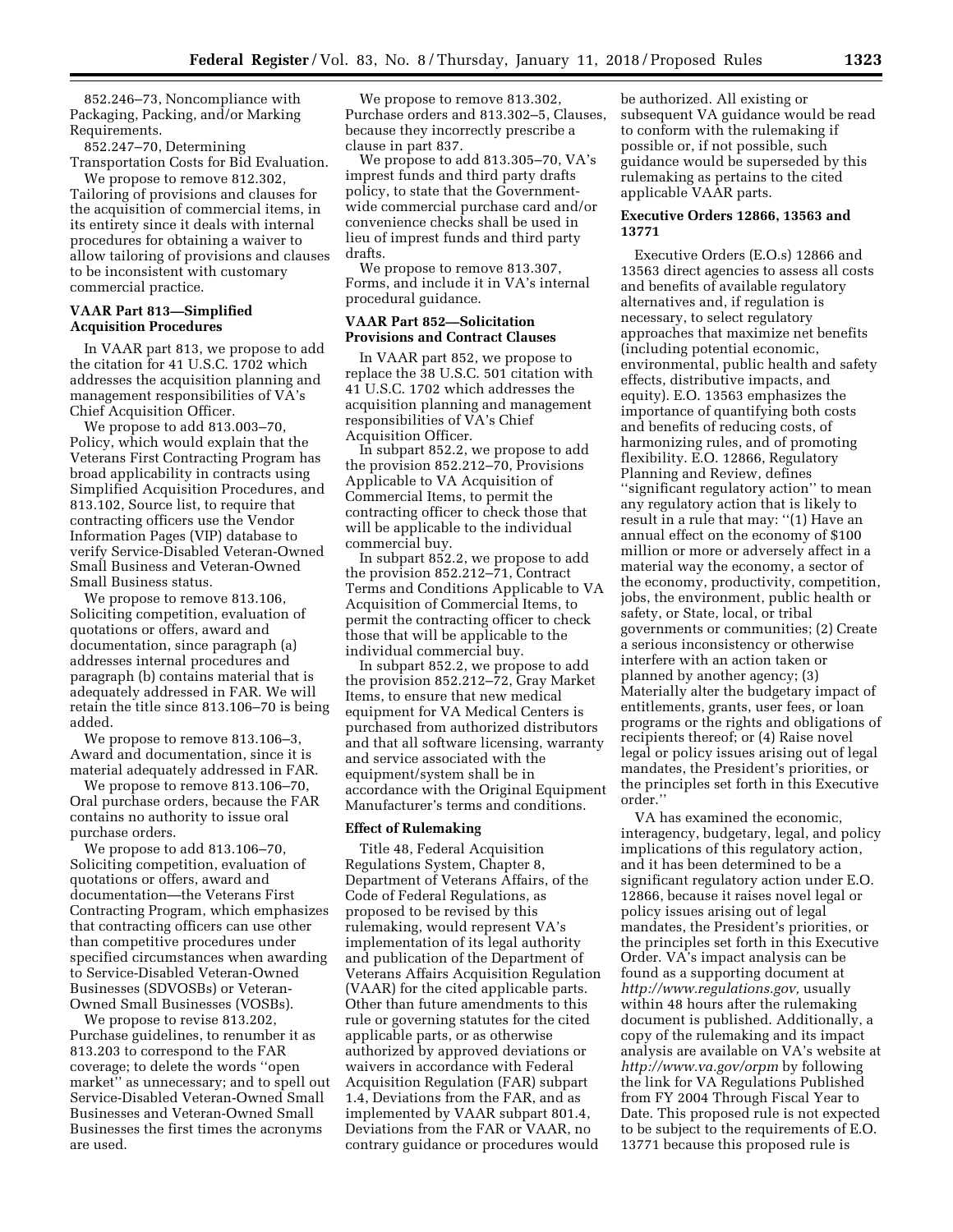852.246–73, Noncompliance with Packaging, Packing, and/or Marking Requirements.

852.247–70, Determining Transportation Costs for Bid Evaluation.

We propose to remove 812.302, Tailoring of provisions and clauses for the acquisition of commercial items, in its entirety since it deals with internal procedures for obtaining a waiver to allow tailoring of provisions and clauses to be inconsistent with customary commercial practice.

**VAAR Part 813—Simplified Acquisition Procedures**

In VAAR part 813, we propose to add the citation for 41 U.S.C. 1702 which addresses the acquisition planning and management responsibilities of VA's Chief Acquisition Officer.

We propose to add 813.003–70, Policy, which would explain that the Veterans First Contracting Program has broad applicability in contracts using Simplified Acquisition Procedures, and 813.102, Source list, to require that contracting officers use the Vendor Information Pages (VIP) database to verify Service-Disabled Veteran-Owned Small Business and Veteran-Owned Small Business status.

We propose to remove 813.106, Soliciting competition, evaluation of quotations or offers, award and documentation, since paragraph (a) addresses internal procedures and paragraph (b) contains material that is adequately addressed in FAR. We will retain the title since 813.106–70 is being added.

We propose to remove 813.106–3, Award and documentation, since it is material adequately addressed in FAR.

We propose to remove 813.106–70, Oral purchase orders, because the FAR contains no authority to issue oral purchase orders.

We propose to add 813.106–70, Soliciting competition, evaluation of quotations or offers, award and documentation—the Veterans First Contracting Program, which emphasizes that contracting officers can use other than competitive procedures under specified circumstances when awarding to Service-Disabled Veteran-Owned Businesses (SDVOSBs) or Veteran-Owned Small Businesses (VOSBs).

We propose to revise 813.202, Purchase guidelines, to renumber it as 813.203 to correspond to the FAR coverage; to delete the words ''open market'' as unnecessary; and to spell out Service-Disabled Veteran-Owned Small Businesses and Veteran-Owned Small Businesses the first times the acronyms are used.

We propose to remove 813.302, Purchase orders and 813.302–5, Clauses, because they incorrectly prescribe a clause in part 837.

We propose to add 813.305–70, VA's impress funds and third party drafts policy, to state that the Government-wide commercial purchase card and/or convenience checks shall be used in lieu of imprest funds and third party drafts.

We propose to remove 813.307, Forms, and include it in VA's internal procedural guidance.

**VAAR Part 852—Solicitation Provisions and Contract Clauses**

In VAAR part 852, we propose to replace the 38 U.S.C. 501 citation with 41 U.S.C. 1702 which addresses the acquisition planning and management responsibilities of VA's Chief Acquisition Officer.

In subpart 852.2, we propose to add the provision 852.212–70, Provisions Applicable to VA Acquisition of Commercial Items, to permit the contracting officer to check those that will be applicable to the individual commercial buy.

In subpart 852.2, we propose to add the provision 852.212–71, Contract Terms and Conditions Applicable to VA Acquisition of Commercial Items, to permit the contracting officer to check those that will be applicable to the individual commercial buy.

In subpart 852.2, we propose to add the provision 852.212–72, Gray Market Items, to ensure that new medical equipment for VA Medical Centers is purchased from authorized distributors and that all software licensing, warranty and service associated with the equipment/system shall be in accordance with the Original Equipment Manufacturer's terms and conditions.

**Effect of Rulemaking**

Title 48, Federal Acquisition Regulations System, Chapter 8, Department of Veterans Affairs, of the Code of Federal Regulations, as proposed to be revised by this rulemaking, would represent VA's implementation of its legal authority and publication of the Department of Veterans Affairs Acquisition Regulation (VAAR) for the cited applicable parts. Other than future amendments to this rule or governing statutes for the cited applicable parts, or as otherwise authorized by approved deviations or waivers in accordance with Federal Acquisition Regulation (FAR) subpart 1.4, Deviations from the FAR, and as implemented by VAAR subpart 801.4, Deviations from the FAR or VAAR, no contrary guidance or procedures would be authorized. All existing or subsequent VA guidance would be read to conform with the rulemaking if possible or, if not possible, such guidance would be superseded by this rulemaking as pertains to the cited applicable VAAR parts.

**Executive Orders 12866, 13563 and 13771**

Executive Orders (E.O.s) 12866 and 13563 direct agencies to assess all costs and benefits of available regulatory alternatives and, if regulation is necessary, to select regulatory approaches that maximize net benefits (including potential economic, environmental, public health and safety effects, distributive impacts, and equity). E.O. 13563 emphasizes the importance of quantifying both costs and benefits of reducing costs, of harmonizing rules, and of promoting flexibility. E.O. 12866, Regulatory Planning and Review, defines ''significant regulatory action'' to mean any regulatory action that is likely to result in a rule that may: ''(1) Have an annual effect on the economy of $100 million or more or adversely affect in a material way the economy, a sector of the economy, productivity, competition, jobs, the environment, public health or safety, or State, local, or tribal governments or communities; (2) Create a serious inconsistency or otherwise interfere with an action taken or planned by another agency; (3) Materially alter the budgetary impact of entitlements, grants, user fees, or loan programs or the rights and obligations of recipients thereof; or (4) Raise novel legal or policy issues arising out of legal mandates, the President's priorities, or the principles set forth in this Executive order.''

VA has examined the economic, interagency, budgetary, legal, and policy implications of this regulatory action, and it has been determined to be a significant regulatory action under E.O. 12866, because it raises novel legal or policy issues arising out of legal mandates, the President's priorities, or the principles set forth in this Executive Order. VA's impact analysis can be found as a supporting document at *http://www.regulations.gov,* usually within 48 hours after the rulemaking document is published. Additionally, a copy of the rulemaking and its impact analysis are available on VA's website at *http://www.va.gov/orpm* by following the link for VA Regulations Published from FY 2004 Through Fiscal Year to Date. This proposed rule is not expected to be subject to the requirements of E.O. 13771 because this proposed rule is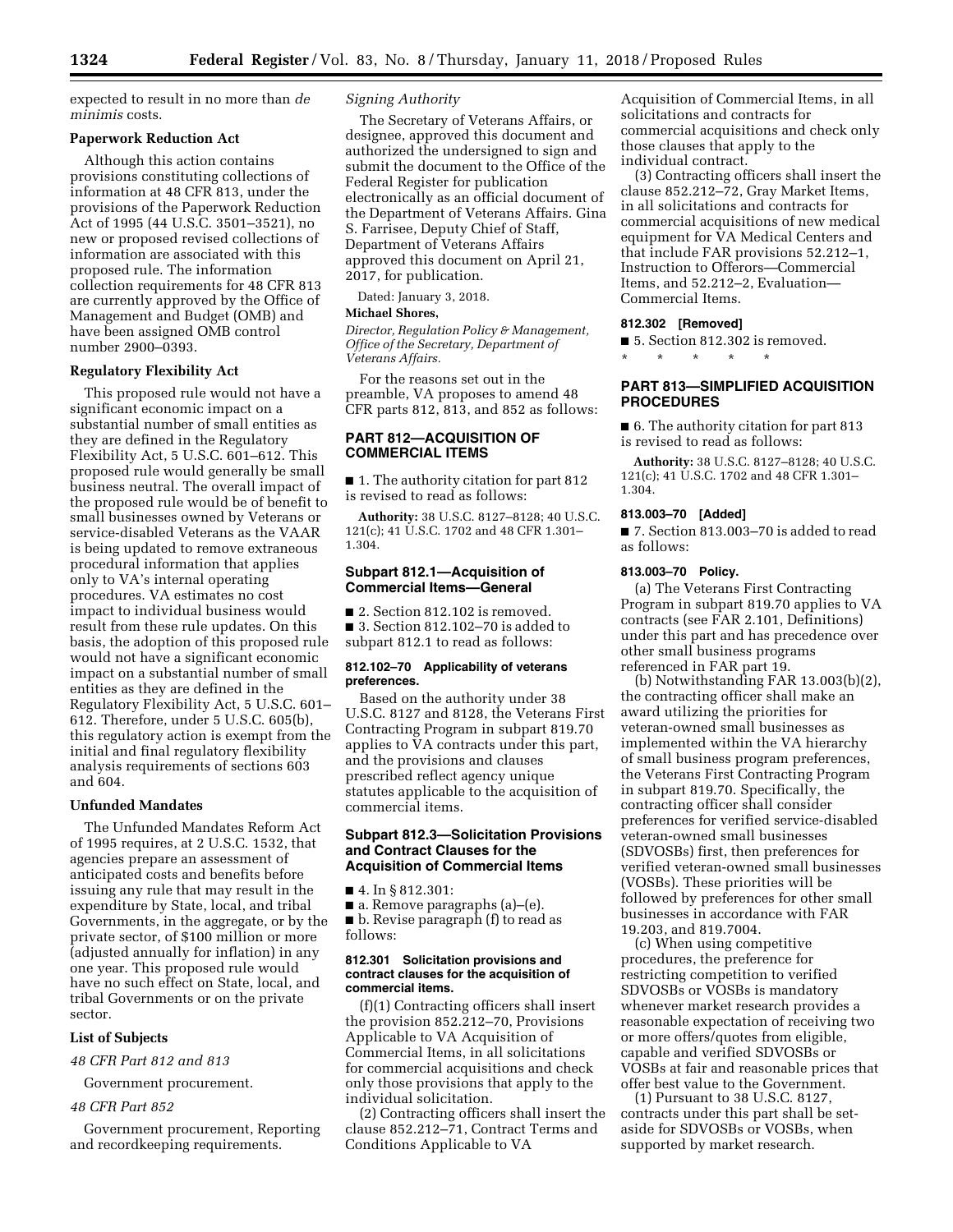expected to result in no more than *de minimis* costs.

**Paperwork Reduction Act**

Although this action contains provisions constituting collections of information at 48 CFR 813, under the provisions of the Paperwork Reduction Act of 1995 (44 U.S.C. 3501–3521), no new or proposed revised collections of information are associated with this proposed rule. The information collection requirements for 48 CFR 813 are currently approved by the Office of Management and Budget (OMB) and have been assigned OMB control number 2900–0393.

**Regulatory Flexibility Act**

This proposed rule would not have a significant economic impact on a substantial number of small entities as they are defined in the Regulatory Flexibility Act, 5 U.S.C. 601–612. This proposed rule would generally be small business neutral. The overall impact of the proposed rule would be of benefit to small businesses owned by Veterans or service-disabled Veterans as the VAAR is being updated to remove extraneous procedural information that applies only to VA's internal operating procedures. VA estimates no cost impact to individual business would result from these rule updates. On this basis, the adoption of this proposed rule would not have a significant economic impact on a substantial number of small entities as they are defined in the Regulatory Flexibility Act, 5 U.S.C. 601–612. Therefore, under 5 U.S.C. 605(b), this regulatory action is exempt from the initial and final regulatory flexibility analysis requirements of sections 603 and 604.

**Unfunded Mandates**

The Unfunded Mandates Reform Act of 1995 requires, at 2 U.S.C. 1532, that agencies prepare an assessment of anticipated costs and benefits before issuing any rule that may result in the expenditure by State, local, and tribal Governments, in the aggregate, or by the private sector, of $100 million or more (adjusted annually for inflation) in any one year. This proposed rule would have no such effect on State, local, and tribal Governments or on the private sector.

**List of Subjects**

*48 CFR Part 812 and 813*

Government procurement.

*48 CFR Part 852*

Government procurement, Reporting and recordkeeping requirements.

*Signing Authority*

The Secretary of Veterans Affairs, or designee, approved this document and authorized the undersigned to sign and submit the document to the Office of the Federal Register for publication electronically as an official document of the Department of Veterans Affairs. Gina S. Farrisee, Deputy Chief of Staff, Department of Veterans Affairs approved this document on April 21, 2017, for publication.

Dated: January 3, 2018.

**Michael Shores,**

*Director, Regulation Policy & Management, Office of the Secretary, Department of Veterans Affairs.*

For the reasons set out in the preamble, VA proposes to amend 48 CFR parts 812, 813, and 852 as follows:

## PART 812—ACQUISITION OF COMMERCIAL ITEMS

■ 1. The authority citation for part 812 is revised to read as follows:

**Authority:** 38 U.S.C. 8127–8128; 40 U.S.C. 121(c); 41 U.S.C. 1702 and 48 CFR 1.301–1.304.

### Subpart 812.1—Acquisition of Commercial Items—General

■ 2. Section 812.102 is removed.

■ 3. Section 812.102–70 is added to subpart 812.1 to read as follows:

#### 812.102–70 Applicability of veterans preferences.

Based on the authority under 38 U.S.C. 8127 and 8128, the Veterans First Contracting Program in subpart 819.70 applies to VA contracts under this part, and the provisions and clauses prescribed reflect agency unique statutes applicable to the acquisition of commercial items.

### Subpart 812.3—Solicitation Provisions and Contract Clauses for the Acquisition of Commercial Items

■ 4. In § 812.301:

■ a. Remove paragraphs (a)–(e).

■ b. Revise paragraph (f) to read as follows:

#### 812.301 Solicitation provisions and contract clauses for the acquisition of commercial items.

(f)(1) Contracting officers shall insert the provision 852.212–70, Provisions Applicable to VA Acquisition of Commercial Items, in all solicitations for commercial acquisitions and check only those provisions that apply to the individual solicitation.

(2) Contracting officers shall insert the clause 852.212–71, Contract Terms and Conditions Applicable to VA Acquisition of Commercial Items, in all solicitations and contracts for commercial acquisitions and check only those clauses that apply to the individual contract.

(3) Contracting officers shall insert the clause 852.212–72, Gray Market Items, in all solicitations and contracts for commercial acquisitions of new medical equipment for VA Medical Centers and that include FAR provisions 52.212–1, Instruction to Offerors—Commercial Items, and 52.212–2, Evaluation—Commercial Items.

#### 812.302 [Removed]

■ 5. Section 812.302 is removed.

\* \* \* \* \*

## PART 813—SIMPLIFIED ACQUISITION PROCEDURES

■ 6. The authority citation for part 813 is revised to read as follows:

**Authority:** 38 U.S.C. 8127–8128; 40 U.S.C. 121(c); 41 U.S.C. 1702 and 48 CFR 1.301–1.304.

#### 813.003–70 [Added]

■ 7. Section 813.003–70 is added to read as follows:

#### 813.003–70 Policy.

(a) The Veterans First Contracting Program in subpart 819.70 applies to VA contracts (see FAR 2.101, Definitions) under this part and has precedence over other small business programs referenced in FAR part 19.

(b) Notwithstanding FAR 13.003(b)(2), the contracting officer shall make an award utilizing the priorities for veteran-owned small businesses as implemented within the VA hierarchy of small business program preferences, the Veterans First Contracting Program in subpart 819.70. Specifically, the contracting officer shall consider preferences for verified service-disabled veteran-owned small businesses (SDVOSBs) first, then preferences for verified veteran-owned small businesses (VOSBs). These priorities will be followed by preferences for other small businesses in accordance with FAR 19.203, and 819.7004.

(c) When using competitive procedures, the preference for restricting competition to verified SDVOSBs or VOSBs is mandatory whenever market research provides a reasonable expectation of receiving two or more offers/quotes from eligible, capable and verified SDVOSBs or VOSBs at fair and reasonable prices that offer best value to the Government.

(1) Pursuant to 38 U.S.C. 8127, contracts under this part shall be set-aside for SDVOSBs or VOSBs, when supported by market research.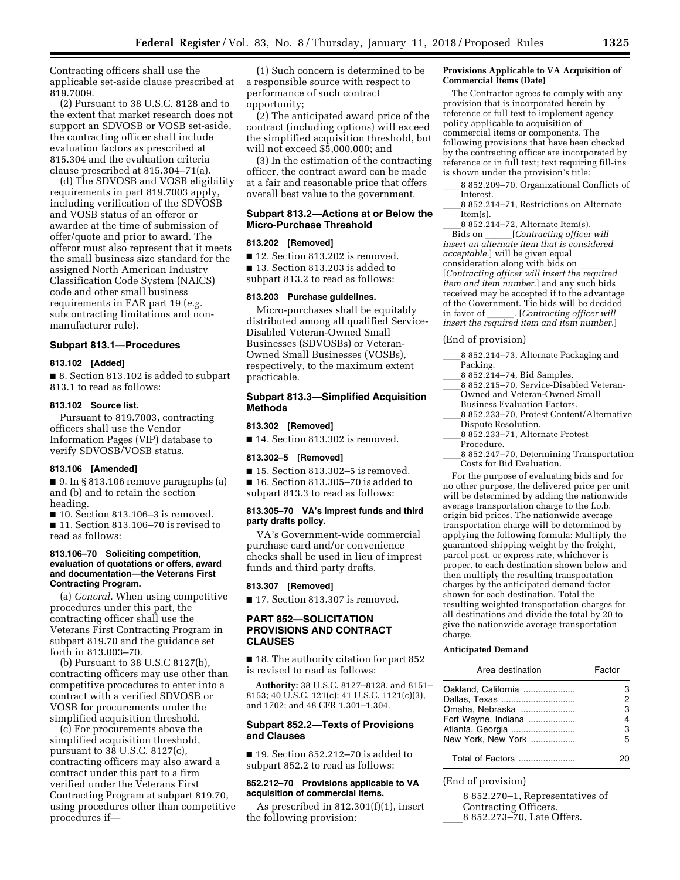Contracting officers shall use the applicable set-aside clause prescribed at 819.7009.

(2) Pursuant to 38 U.S.C. 8128 and to the extent that market research does not support an SDVOSB or VOSB set-aside, the contracting officer shall include evaluation factors as prescribed at 815.304 and the evaluation criteria clause prescribed at 815.304–71(a).

(d) The SDVOSB and VOSB eligibility requirements in part 819.7003 apply, including verification of the SDVOSB and VOSB status of an offeror or awardee at the time of submission of offer/quote and prior to award. The offeror must also represent that it meets the small business size standard for the assigned North American Industry Classification Code System (NAICS) code and other small business requirements in FAR part 19 (*e.g.* subcontracting limitations and non-manufacturer rule).

## Subpart 813.1—Procedures

### 813.102 [Added]

■ 8. Section 813.102 is added to subpart 813.1 to read as follows:

### 813.102 Source list.

Pursuant to 819.7003, contracting officers shall use the Vendor Information Pages (VIP) database to verify SDVOSB/VOSB status.

### 813.106 [Amended]

■ 9. In § 813.106 remove paragraphs (a) and (b) and to retain the section heading.

■ 10. Section 813.106–3 is removed.

■ 11. Section 813.106–70 is revised to read as follows:

### 813.106–70 Soliciting competition, evaluation of quotations or offers, award and documentation—the Veterans First Contracting Program.

(a) *General.* When using competitive procedures under this part, the contracting officer shall use the Veterans First Contracting Program in subpart 819.70 and the guidance set forth in 813.003–70.

(b) Pursuant to 38 U.S.C 8127(b), contracting officers may use other than competitive procedures to enter into a contract with a verified SDVOSB or VOSB for procurements under the simplified acquisition threshold.

(c) For procurements above the simplified acquisition threshold, pursuant to 38 U.S.C. 8127(c), contracting officers may also award a contract under this part to a firm verified under the Veterans First Contracting Program at subpart 819.70, using procedures other than competitive procedures if—

(1) Such concern is determined to be a responsible source with respect to performance of such contract opportunity;

(2) The anticipated award price of the contract (including options) will exceed the simplified acquisition threshold, but will not exceed $5,000,000; and

(3) In the estimation of the contracting officer, the contract award can be made at a fair and reasonable price that offers overall best value to the government.

## Subpart 813.2—Actions at or Below the Micro-Purchase Threshold

### 813.202 [Removed]

■ 12. Section 813.202 is removed.

■ 13. Section 813.203 is added to subpart 813.2 to read as follows:

### 813.203 Purchase guidelines.

Micro-purchases shall be equitably distributed among all qualified Service-Disabled Veteran-Owned Small Businesses (SDVOSBs) or Veteran-Owned Small Businesses (VOSBs), respectively, to the maximum extent practicable.

## Subpart 813.3—Simplified Acquisition Methods

### 813.302 [Removed]

■ 14. Section 813.302 is removed.

### 813.302–5 [Removed]

■ 15. Section 813.302–5 is removed.

■ 16. Section 813.305–70 is added to subpart 813.3 to read as follows:

### 813.305–70 VA's imprest funds and third party drafts policy.

VA's Government-wide commercial purchase card and/or convenience checks shall be used in lieu of imprest funds and third party drafts.

### 813.307 [Removed]

■ 17. Section 813.307 is removed.

# PART 852—SOLICITATION PROVISIONS AND CONTRACT CLAUSES

■ 18. The authority citation for part 852 is revised to read as follows:

**Authority:** 38 U.S.C. 8127–8128, and 8151–8153; 40 U.S.C. 121(c); 41 U.S.C. 1121(c)(3), and 1702; and 48 CFR 1.301–1.304.

## Subpart 852.2—Texts of Provisions and Clauses

■ 19. Section 852.212–70 is added to subpart 852.2 to read as follows:

### 852.212–70 Provisions applicable to VA acquisition of commercial items.

As prescribed in 812.301(f)(1), insert the following provision:

**Provisions Applicable to VA Acquisition of Commercial Items (Date)**

The Contractor agrees to comply with any provision that is incorporated herein by reference or full text to implement agency policy applicable to acquisition of commercial items or components. The following provisions that have been checked by the contracting officer are incorporated by reference or in full text; text requiring fill-ins is shown under the provision's title:

____8 852.209–70, Organizational Conflicts of Interest.

____8 852.214–71, Restrictions on Alternate Item(s).

____8 852.214–72, Alternate Item(s).

Bids on ______[*Contracting officer will insert an alternate item that is considered acceptable.*] will be given equal consideration along with bids on ______ [*Contracting officer will insert the required item and item number.*] and any such bids received may be accepted if to the advantage of the Government. Tie bids will be decided in favor of ______. [*Contracting officer will insert the required item and item number.*]

(End of provision)

____8 852.214–73, Alternate Packaging and Packing.

____8 852.214–74, Bid Samples.

____8 852.215–70, Service-Disabled Veteran-Owned and Veteran-Owned Small Business Evaluation Factors.

____8 852.233–70, Protest Content/Alternative Dispute Resolution.

____8 852.233–71, Alternate Protest Procedure.

____8 852.247–70, Determining Transportation Costs for Bid Evaluation.

For the purpose of evaluating bids and for no other purpose, the delivered price per unit will be determined by adding the nationwide average transportation charge to the f.o.b. origin bid prices. The nationwide average transportation charge will be determined by applying the following formula: Multiply the guaranteed shipping weight by the freight, parcel post, or express rate, whichever is proper, to each destination shown below and then multiply the resulting transportation charges by the anticipated demand factor shown for each destination. Total the resulting weighted transportation charges for all destinations and divide the total by 20 to give the nationwide average transportation charge.

**Anticipated Demand**

| Area destination | Factor |
|---|---|
| Oakland, California | 3 |
| Dallas, Texas | 2 |
| Omaha, Nebraska | 3 |
| Fort Wayne, Indiana | 4 |
| Atlanta, Georgia | 3 |
| New York, New York | 5 |
| Total of Factors | 20 |

(End of provision)

____8 852.270–1, Representatives of Contracting Officers.

____8 852.273–70, Late Offers.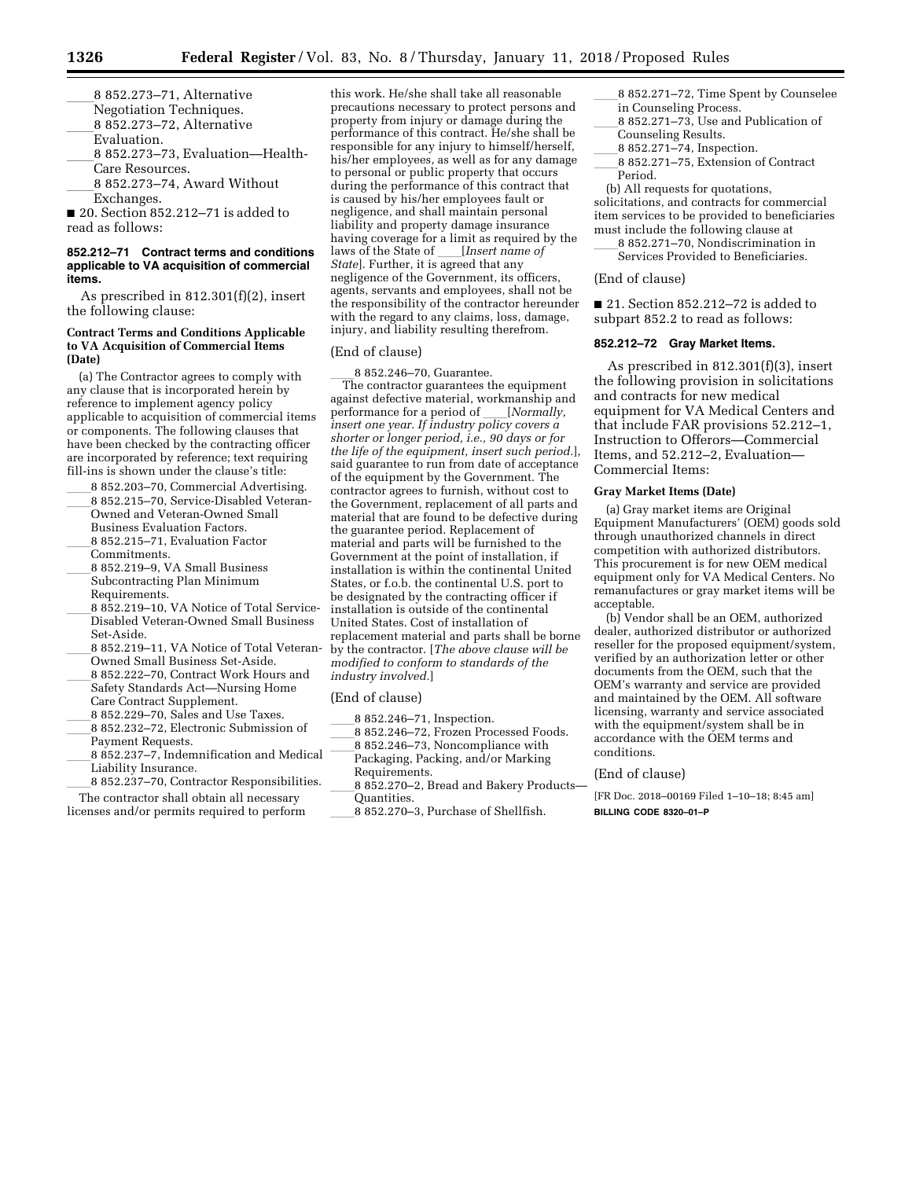\_\_\_\_8 852.273–71, Alternative Negotiation Techniques.

\_\_\_\_8 852.273–72, Alternative Evaluation.

\_\_\_\_8 852.273–73, Evaluation—Health-Care Resources.

\_\_\_\_8 852.273–74, Award Without Exchanges.

■ 20. Section 852.212–71 is added to read as follows:

**852.212–71 Contract terms and conditions applicable to VA acquisition of commercial items.**

As prescribed in 812.301(f)(2), insert the following clause:

**Contract Terms and Conditions Applicable to VA Acquisition of Commercial Items (Date)**

(a) The Contractor agrees to comply with any clause that is incorporated herein by reference to implement agency policy applicable to acquisition of commercial items or components. The following clauses that have been checked by the contracting officer are incorporated by reference; text requiring fill-ins is shown under the clause's title:

\_\_\_\_8 852.203–70, Commercial Advertising.

\_\_\_\_8 852.215–70, Service-Disabled Veteran-Owned and Veteran-Owned Small Business Evaluation Factors.

\_\_\_\_8 852.215–71, Evaluation Factor Commitments.

\_\_\_\_8 852.219–9, VA Small Business Subcontracting Plan Minimum Requirements.

\_\_\_\_8 852.219–10, VA Notice of Total Service-Disabled Veteran-Owned Small Business Set-Aside.

\_\_\_\_8 852.219–11, VA Notice of Total Veteran-Owned Small Business Set-Aside.

\_\_\_\_8 852.222–70, Contract Work Hours and Safety Standards Act—Nursing Home Care Contract Supplement.

\_\_\_\_8 852.229–70, Sales and Use Taxes.

\_\_\_\_8 852.232–72, Electronic Submission of Payment Requests.

\_\_\_\_8 852.237–7, Indemnification and Medical Liability Insurance.

\_\_\_\_8 852.237–70, Contractor Responsibilities.

The contractor shall obtain all necessary licenses and/or permits required to perform this work. He/she shall take all reasonable precautions necessary to protect persons and property from injury or damage during the performance of this contract. He/she shall be responsible for any injury to himself/herself, his/her employees, as well as for any damage to personal or public property that occurs during the performance of this contract that is caused by his/her employees fault or negligence, and shall maintain personal liability and property damage insurance having coverage for a limit as required by the laws of the State of \_\_\_\_[*Insert name of State*]. Further, it is agreed that any negligence of the Government, its officers, agents, servants and employees, shall not be the responsibility of the contractor hereunder with the regard to any claims, loss, damage, injury, and liability resulting therefrom.

(End of clause)

\_\_\_\_8 852.246–70, Guarantee.

The contractor guarantees the equipment against defective material, workmanship and performance for a period of \_\_\_\_[*Normally, insert one year. If industry policy covers a shorter or longer period, i.e., 90 days or for the life of the equipment, insert such period.*], said guarantee to run from date of acceptance of the equipment by the Government. The contractor agrees to furnish, without cost to the Government, replacement of all parts and material that are found to be defective during the guarantee period. Replacement of material and parts will be furnished to the Government at the point of installation, if installation is within the continental United States, or f.o.b. the continental U.S. port to be designated by the contracting officer if installation is outside of the continental United States. Cost of installation of replacement material and parts shall be borne by the contractor. [*The above clause will be modified to conform to standards of the industry involved.*]

(End of clause)

\_\_\_\_8 852.246–71, Inspection.

\_\_\_\_8 852.246–72, Frozen Processed Foods.

\_\_\_\_8 852.246–73, Noncompliance with Packaging, Packing, and/or Marking Requirements.

\_\_\_\_8 852.270–2, Bread and Bakery Products—Quantities.

\_\_\_\_8 852.270–3, Purchase of Shellfish.

\_\_\_\_8 852.271–72, Time Spent by Counselee in Counseling Process.

\_\_\_\_8 852.271–73, Use and Publication of Counseling Results.

\_\_\_\_8 852.271–74, Inspection.

\_\_\_\_8 852.271–75, Extension of Contract Period.

(b) All requests for quotations, solicitations, and contracts for commercial item services to be provided to beneficiaries must include the following clause at

\_\_\_\_8 852.271–70, Nondiscrimination in Services Provided to Beneficiaries.

(End of clause)

■ 21. Section 852.212–72 is added to subpart 852.2 to read as follows:

**852.212–72 Gray Market Items.**

As prescribed in 812.301(f)(3), insert the following provision in solicitations and contracts for new medical equipment for VA Medical Centers and that include FAR provisions 52.212–1, Instruction to Offerors—Commercial Items, and 52.212–2, Evaluation—Commercial Items:

**Gray Market Items (Date)**

(a) Gray market items are Original Equipment Manufacturers' (OEM) goods sold through unauthorized channels in direct competition with authorized distributors. This procurement is for new OEM medical equipment only for VA Medical Centers. No remanufactures or gray market items will be acceptable.

(b) Vendor shall be an OEM, authorized dealer, authorized distributor or authorized reseller for the proposed equipment/system, verified by an authorization letter or other documents from the OEM, such that the OEM's warranty and service are provided and maintained by the OEM. All software licensing, warranty and service associated with the equipment/system shall be in accordance with the OEM terms and conditions.

(End of clause)

[FR Doc. 2018–00169 Filed 1–10–18; 8:45 am]

**BILLING CODE 8320–01–P**